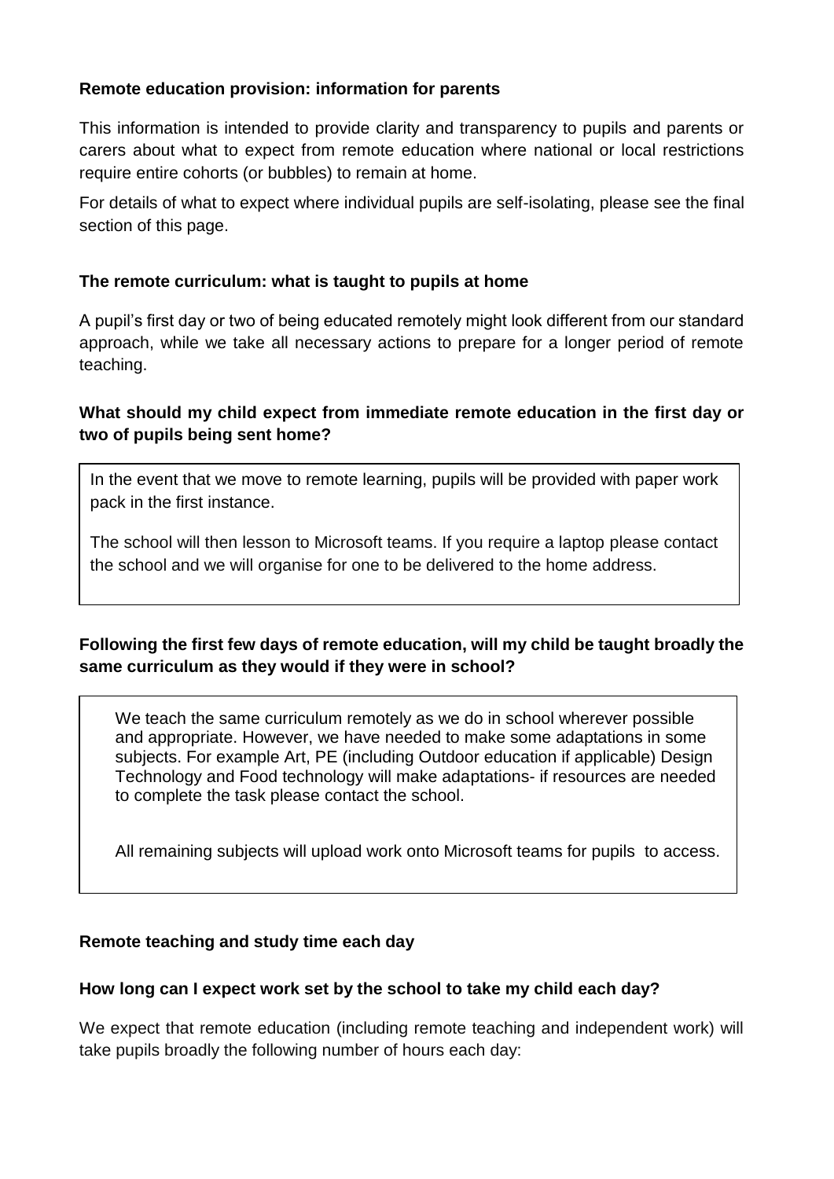## Remote education provision: information for parents

This information is intended to provide clarity and transparency to pupils and parents or carers about what to expect from remote education where national or local restrictions require entire cohorts (or bubbles) to remain at home.

For details of what to expect where individual pupils are self-isolating, please see the final section of this page.

### The remote curriculum: what is taught to pupils at home

A pupil's first day or two of being educated remotely might look different from our standard approach, while we take all necessary actions to prepare for a longer period of remote teaching.

### What should my child expect from immediate remote education in the first day or two of pupils being sent home?

In the event that we move to remote learning, pupils will be provided with paper work pack in the first instance.

The school will then lesson to Microsoft teams. If you require a laptop please contact the school and we will organise for one to be delivered to the home address.

### Following the first few days of remote education, will my child be taught broadly the same curriculum as they would if they were in school?

We teach the same curriculum remotely as we do in school wherever possible and appropriate. However, we have needed to make some adaptations in some subjects. For example Art, PE (including Outdoor education if applicable) Design Technology and Food technology will make adaptations- if resources are needed to complete the task please contact the school.

All remaining subjects will upload work onto Microsoft teams for pupils to access.

### Remote teaching and study time each day

### How long can I expect work set by the school to take my child each day?

We expect that remote education (including remote teaching and independent work) will take pupils broadly the following number of hours each day: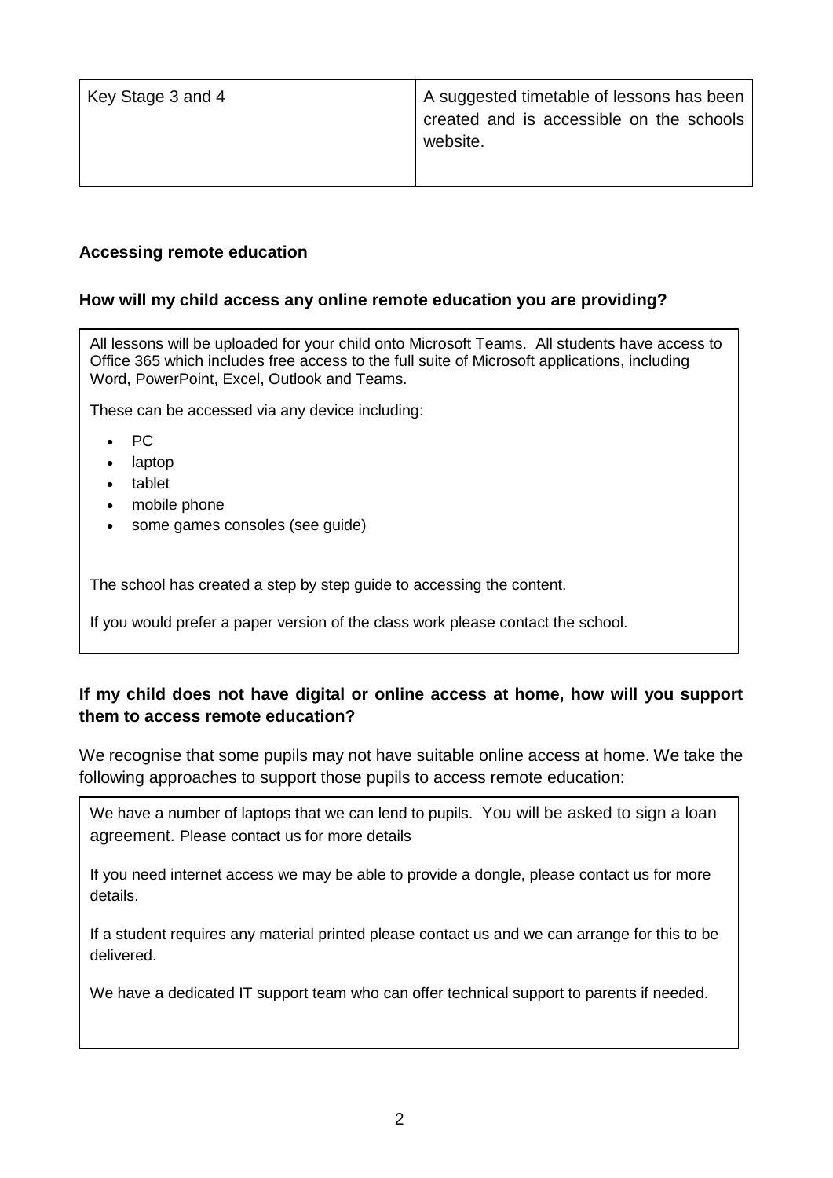| Key Stage 3 and 4 | A suggested timetable of lessons has been created and is accessible on the schools website. |
|---|---|

### Accessing remote education

### How will my child access any online remote education you are providing?

All lessons will be uploaded for your child onto Microsoft Teams. All students have access to Office 365 which includes free access to the full suite of Microsoft applications, including Word, PowerPoint, Excel, Outlook and Teams.

These can be accessed via any device including:

- PC
- laptop
- tablet
- mobile phone
- some games consoles (see guide)

The school has created a step by step guide to accessing the content.

If you would prefer a paper version of the class work please contact the school.

### If my child does not have digital or online access at home, how will you support them to access remote education?

We recognise that some pupils may not have suitable online access at home. We take the following approaches to support those pupils to access remote education:

We have a number of laptops that we can lend to pupils. You will be asked to sign a loan agreement. Please contact us for more details

If you need internet access we may be able to provide a dongle, please contact us for more details.

If a student requires any material printed please contact us and we can arrange for this to be delivered.

We have a dedicated IT support team who can offer technical support to parents if needed.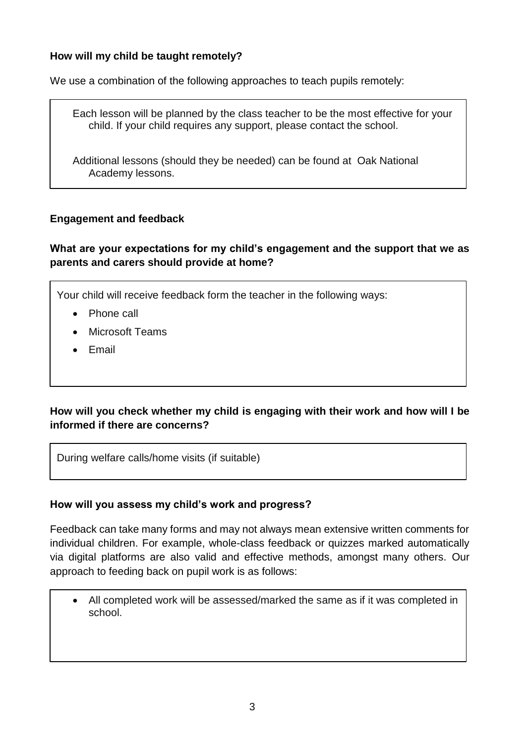**How will my child be taught remotely?**

We use a combination of the following approaches to teach pupils remotely:

Each lesson will be planned by the class teacher to be the most effective for your child. If your child requires any support, please contact the school.

Additional lessons (should they be needed) can be found at Oak National Academy lessons.

**Engagement and feedback**

**What are your expectations for my child's engagement and the support that we as parents and carers should provide at home?**

Your child will receive feedback form the teacher in the following ways:

- Phone call
- Microsoft Teams
- Email

**How will you check whether my child is engaging with their work and how will I be informed if there are concerns?**

During welfare calls/home visits (if suitable)

**How will you assess my child's work and progress?**

Feedback can take many forms and may not always mean extensive written comments for individual children. For example, whole-class feedback or quizzes marked automatically via digital platforms are also valid and effective methods, amongst many others. Our approach to feeding back on pupil work is as follows:

- All completed work will be assessed/marked the same as if it was completed in school.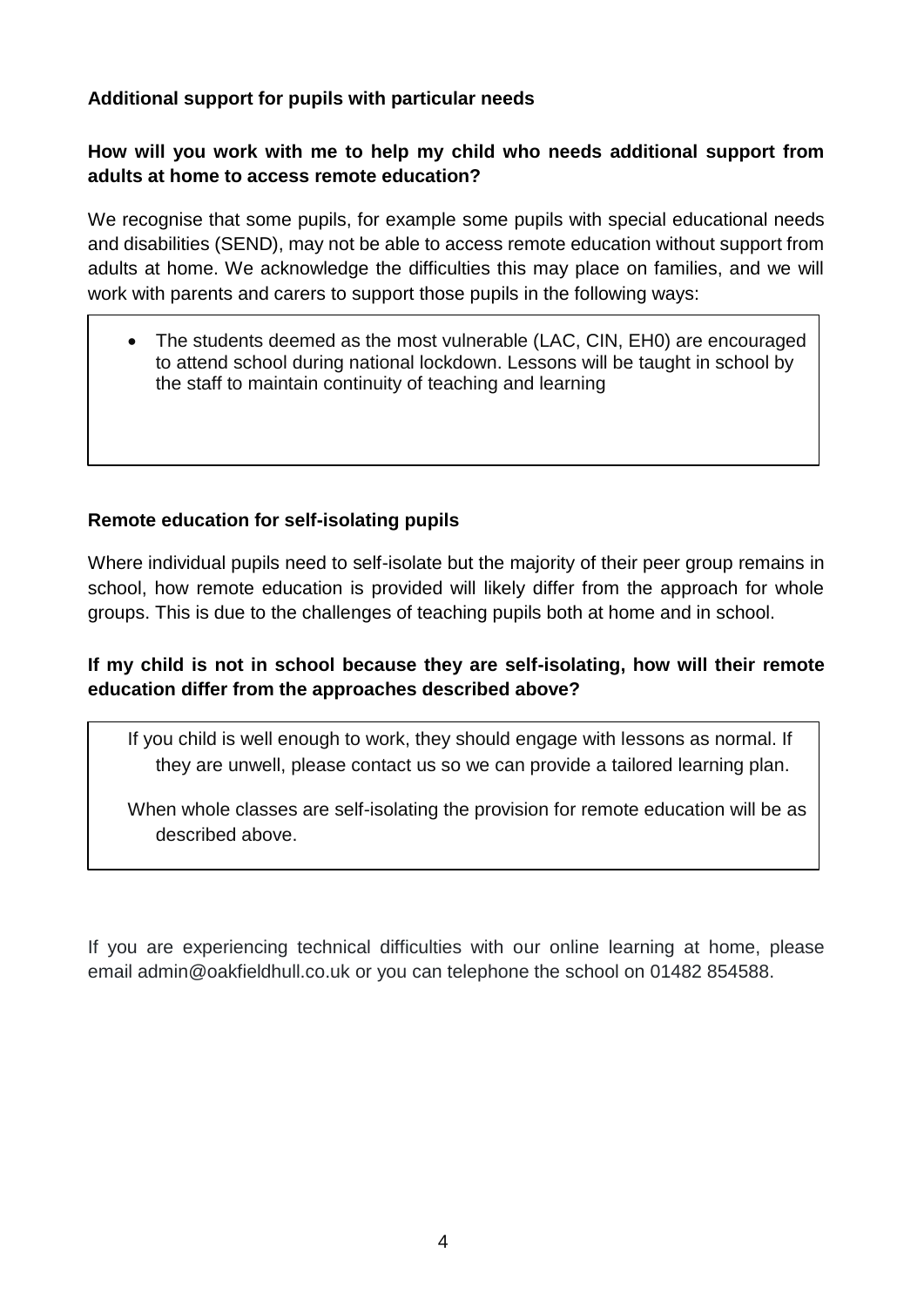**Additional support for pupils with particular needs**

**How will you work with me to help my child who needs additional support from adults at home to access remote education?**

We recognise that some pupils, for example some pupils with special educational needs and disabilities (SEND), may not be able to access remote education without support from adults at home. We acknowledge the difficulties this may place on families, and we will work with parents and carers to support those pupils in the following ways:

- The students deemed as the most vulnerable (LAC, CIN, EH0) are encouraged to attend school during national lockdown. Lessons will be taught in school by the staff to maintain continuity of teaching and learning

**Remote education for self-isolating pupils**

Where individual pupils need to self-isolate but the majority of their peer group remains in school, how remote education is provided will likely differ from the approach for whole groups. This is due to the challenges of teaching pupils both at home and in school.

**If my child is not in school because they are self-isolating, how will their remote education differ from the approaches described above?**

If you child is well enough to work, they should engage with lessons as normal. If they are unwell, please contact us so we can provide a tailored learning plan.

When whole classes are self-isolating the provision for remote education will be as described above.

If you are experiencing technical difficulties with our online learning at home, please email admin@oakfieldhull.co.uk or you can telephone the school on 01482 854588.